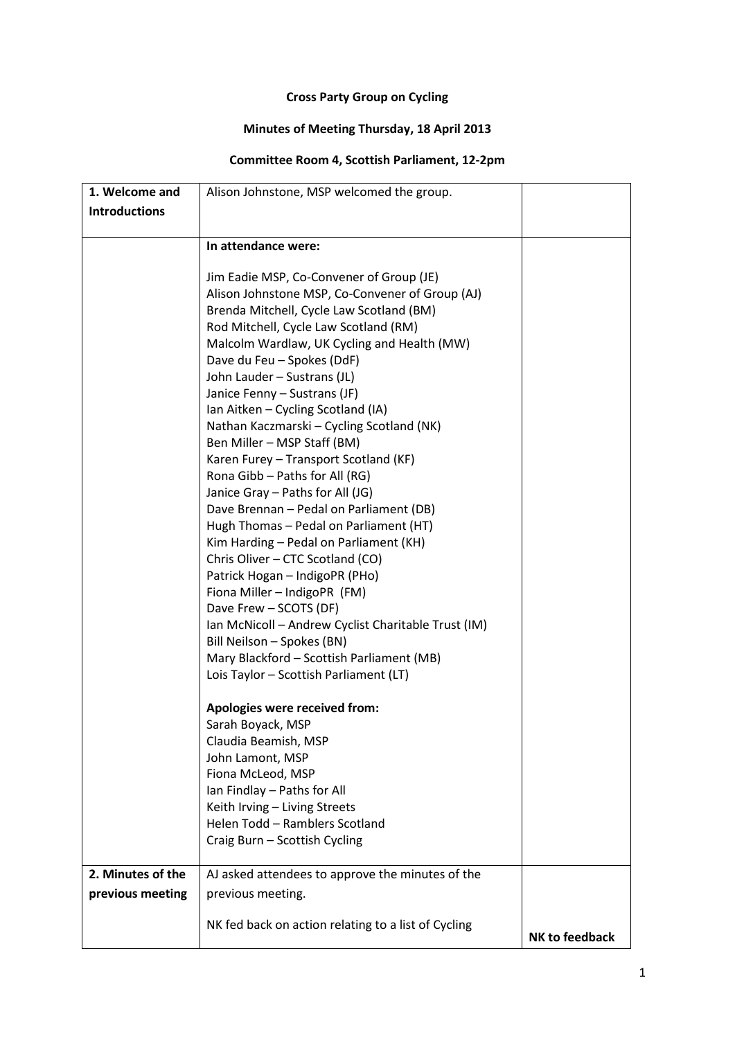**Cross Party Group on Cycling**

**Minutes of Meeting Thursday, 18 April 2013**

**Committee Room 4, Scottish Parliament, 12-2pm**

| | | |
|---|---|---|
| **1. Welcome and Introductions** | Alison Johnstone, MSP welcomed the group. | |
| | **In attendance were:**<br><br>Jim Eadie MSP, Co-Convener of Group (JE)<br>Alison Johnstone MSP, Co-Convener of Group (AJ)<br>Brenda Mitchell, Cycle Law Scotland (BM)<br>Rod Mitchell, Cycle Law Scotland (RM)<br>Malcolm Wardlaw, UK Cycling and Health (MW)<br>Dave du Feu – Spokes (DdF)<br>John Lauder – Sustrans (JL)<br>Janice Fenny – Sustrans (JF)<br>Ian Aitken – Cycling Scotland (IA)<br>Nathan Kaczmarski – Cycling Scotland (NK)<br>Ben Miller – MSP Staff (BM)<br>Karen Furey – Transport Scotland (KF)<br>Rona Gibb – Paths for All (RG)<br>Janice Gray – Paths for All (JG)<br>Dave Brennan – Pedal on Parliament (DB)<br>Hugh Thomas – Pedal on Parliament (HT)<br>Kim Harding – Pedal on Parliament (KH)<br>Chris Oliver – CTC Scotland (CO)<br>Patrick Hogan – IndigoPR (PHo)<br>Fiona Miller – IndigoPR (FM)<br>Dave Frew – SCOTS (DF)<br>Ian McNicoll – Andrew Cyclist Charitable Trust (IM)<br>Bill Neilson – Spokes (BN)<br>Mary Blackford – Scottish Parliament (MB)<br>Lois Taylor – Scottish Parliament (LT)<br><br>**Apologies were received from:**<br>Sarah Boyack, MSP<br>Claudia Beamish, MSP<br>John Lamont, MSP<br>Fiona McLeod, MSP<br>Ian Findlay – Paths for All<br>Keith Irving – Living Streets<br>Helen Todd – Ramblers Scotland<br>Craig Burn – Scottish Cycling | |
| **2. Minutes of the previous meeting** | AJ asked attendees to approve the minutes of the previous meeting.<br><br>NK fed back on action relating to a list of Cycling | **NK to feedback** |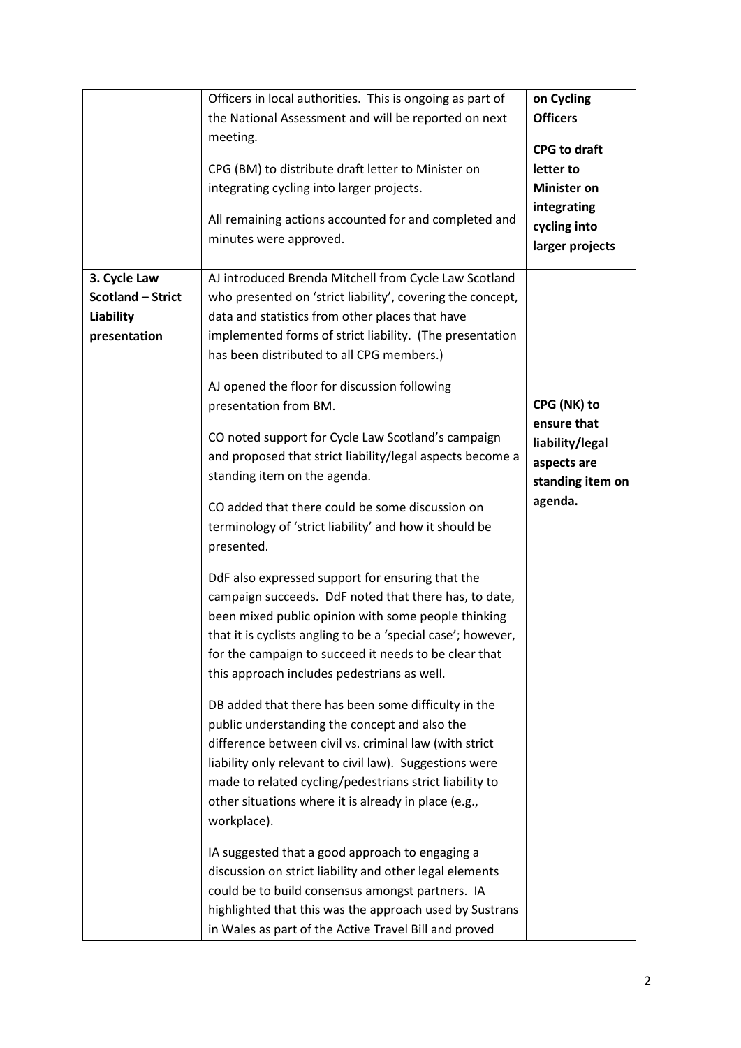| | | |
|---|---|---|
| | Officers in local authorities. This is ongoing as part of the National Assessment and will be reported on next meeting.<br><br>CPG (BM) to distribute draft letter to Minister on integrating cycling into larger projects.<br><br>All remaining actions accounted for and completed and minutes were approved. | **on Cycling Officers**<br><br>**CPG to draft letter to Minister on integrating cycling into larger projects** |
| **3. Cycle Law Scotland – Strict Liability presentation** | AJ introduced Brenda Mitchell from Cycle Law Scotland who presented on 'strict liability', covering the concept, data and statistics from other places that have implemented forms of strict liability. (The presentation has been distributed to all CPG members.)<br><br>AJ opened the floor for discussion following presentation from BM.<br><br>CO noted support for Cycle Law Scotland's campaign and proposed that strict liability/legal aspects become a standing item on the agenda.<br><br>CO added that there could be some discussion on terminology of 'strict liability' and how it should be presented.<br><br>DdF also expressed support for ensuring that the campaign succeeds. DdF noted that there has, to date, been mixed public opinion with some people thinking that it is cyclists angling to be a 'special case'; however, for the campaign to succeed it needs to be clear that this approach includes pedestrians as well.<br><br>DB added that there has been some difficulty in the public understanding the concept and also the difference between civil vs. criminal law (with strict liability only relevant to civil law). Suggestions were made to related cycling/pedestrians strict liability to other situations where it is already in place (e.g., workplace).<br><br>IA suggested that a good approach to engaging a discussion on strict liability and other legal elements could be to build consensus amongst partners. IA highlighted that this was the approach used by Sustrans in Wales as part of the Active Travel Bill and proved | **CPG (NK) to ensure that liability/legal aspects are standing item on agenda.** |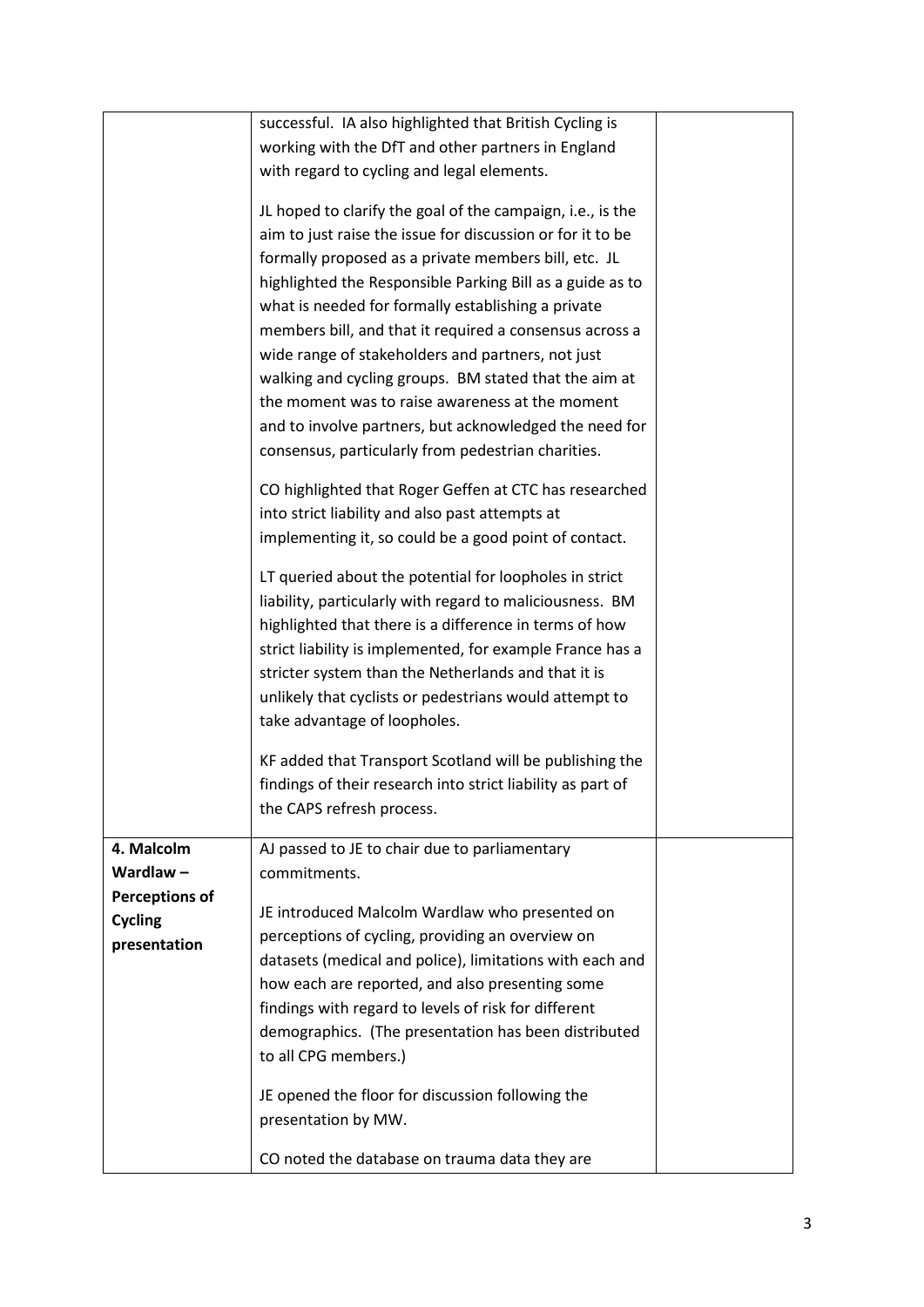| | | |
|---|---|---|
| | successful. IA also highlighted that British Cycling is working with the DfT and other partners in England with regard to cycling and legal elements.<br><br>JL hoped to clarify the goal of the campaign, i.e., is the aim to just raise the issue for discussion or for it to be formally proposed as a private members bill, etc. JL highlighted the Responsible Parking Bill as a guide as to what is needed for formally establishing a private members bill, and that it required a consensus across a wide range of stakeholders and partners, not just walking and cycling groups. BM stated that the aim at the moment was to raise awareness at the moment and to involve partners, but acknowledged the need for consensus, particularly from pedestrian charities.<br><br>CO highlighted that Roger Geffen at CTC has researched into strict liability and also past attempts at implementing it, so could be a good point of contact.<br><br>LT queried about the potential for loopholes in strict liability, particularly with regard to maliciousness. BM highlighted that there is a difference in terms of how strict liability is implemented, for example France has a stricter system than the Netherlands and that it is unlikely that cyclists or pedestrians would attempt to take advantage of loopholes.<br><br>KF added that Transport Scotland will be publishing the findings of their research into strict liability as part of the CAPS refresh process. | |
| **4. Malcolm Wardlaw – Perceptions of Cycling presentation** | AJ passed to JE to chair due to parliamentary commitments.<br><br>JE introduced Malcolm Wardlaw who presented on perceptions of cycling, providing an overview on datasets (medical and police), limitations with each and how each are reported, and also presenting some findings with regard to levels of risk for different demographics. (The presentation has been distributed to all CPG members.)<br><br>JE opened the floor for discussion following the presentation by MW.<br><br>CO noted the database on trauma data they are | |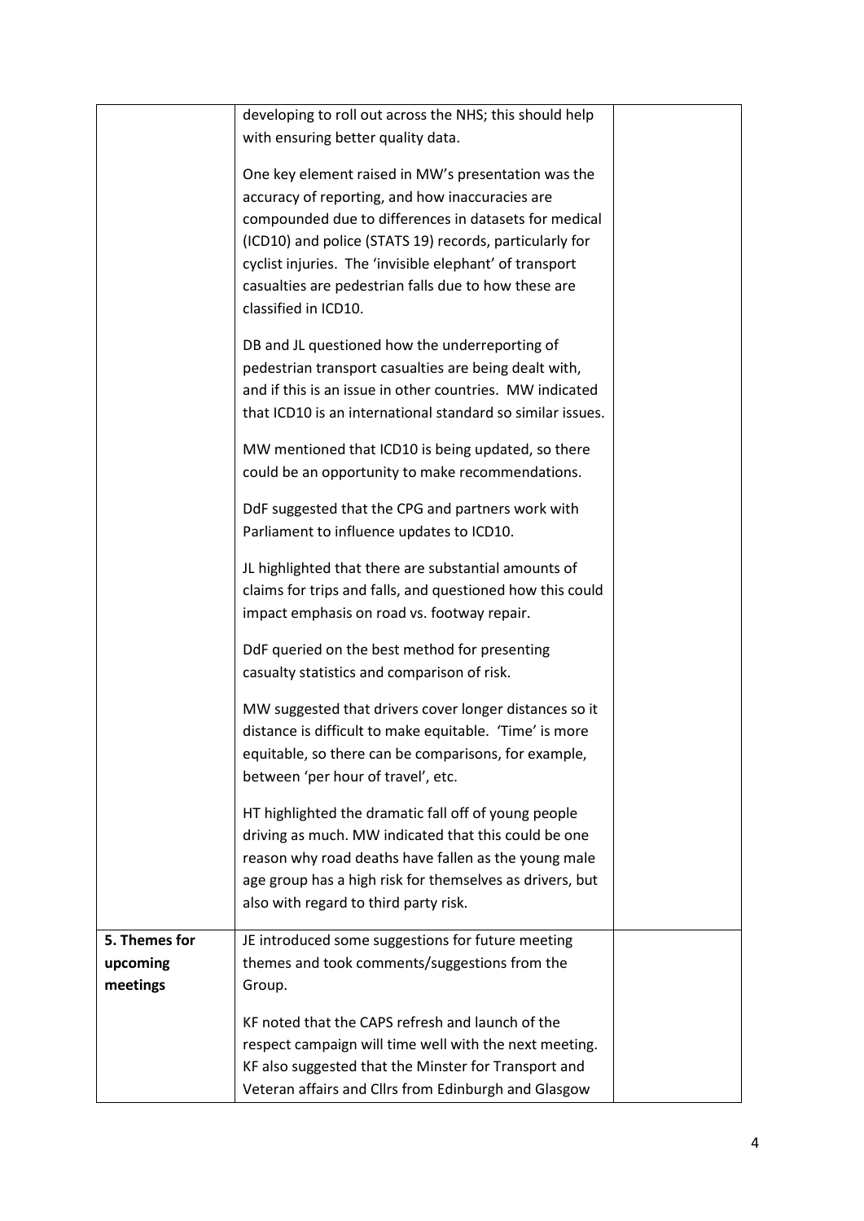| | | |
|---|---|---|
| | developing to roll out across the NHS; this should help with ensuring better quality data.<br><br>One key element raised in MW's presentation was the accuracy of reporting, and how inaccuracies are compounded due to differences in datasets for medical (ICD10) and police (STATS 19) records, particularly for cyclist injuries. The 'invisible elephant' of transport casualties are pedestrian falls due to how these are classified in ICD10.<br><br>DB and JL questioned how the underreporting of pedestrian transport casualties are being dealt with, and if this is an issue in other countries. MW indicated that ICD10 is an international standard so similar issues.<br><br>MW mentioned that ICD10 is being updated, so there could be an opportunity to make recommendations.<br><br>DdF suggested that the CPG and partners work with Parliament to influence updates to ICD10.<br><br>JL highlighted that there are substantial amounts of claims for trips and falls, and questioned how this could impact emphasis on road vs. footway repair.<br><br>DdF queried on the best method for presenting casualty statistics and comparison of risk.<br><br>MW suggested that drivers cover longer distances so it distance is difficult to make equitable. 'Time' is more equitable, so there can be comparisons, for example, between 'per hour of travel', etc.<br><br>HT highlighted the dramatic fall off of young people driving as much. MW indicated that this could be one reason why road deaths have fallen as the young male age group has a high risk for themselves as drivers, but also with regard to third party risk. | |
| **5. Themes for upcoming meetings** | JE introduced some suggestions for future meeting themes and took comments/suggestions from the Group.<br><br>KF noted that the CAPS refresh and launch of the respect campaign will time well with the next meeting. KF also suggested that the Minster for Transport and Veteran affairs and Cllrs from Edinburgh and Glasgow | |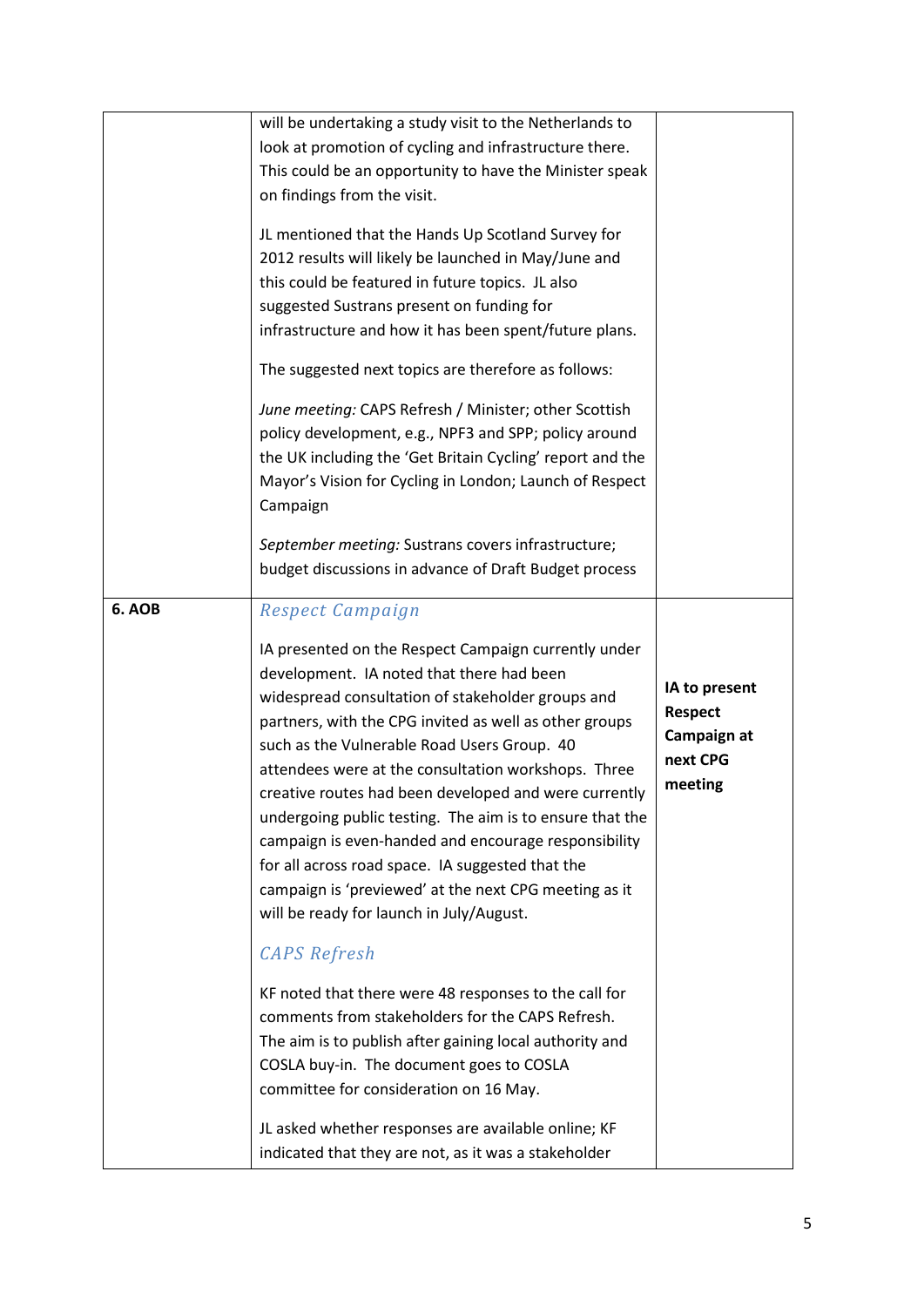| | | |
|---|---|---|
| | will be undertaking a study visit to the Netherlands to look at promotion of cycling and infrastructure there. This could be an opportunity to have the Minister speak on findings from the visit.<br><br>JL mentioned that the Hands Up Scotland Survey for 2012 results will likely be launched in May/June and this could be featured in future topics. JL also suggested Sustrans present on funding for infrastructure and how it has been spent/future plans.<br><br>The suggested next topics are therefore as follows:<br><br>*June meeting:* CAPS Refresh / Minister; other Scottish policy development, e.g., NPF3 and SPP; policy around the UK including the 'Get Britain Cycling' report and the Mayor's Vision for Cycling in London; Launch of Respect Campaign<br><br>*September meeting:* Sustrans covers infrastructure; budget discussions in advance of Draft Budget process | |
| **6. AOB** | *Respect Campaign*<br><br>IA presented on the Respect Campaign currently under development. IA noted that there had been widespread consultation of stakeholder groups and partners, with the CPG invited as well as other groups such as the Vulnerable Road Users Group. 40 attendees were at the consultation workshops. Three creative routes had been developed and were currently undergoing public testing. The aim is to ensure that the campaign is even-handed and encourage responsibility for all across road space. IA suggested that the campaign is 'previewed' at the next CPG meeting as it will be ready for launch in July/August.<br><br>*CAPS Refresh*<br><br>KF noted that there were 48 responses to the call for comments from stakeholders for the CAPS Refresh. The aim is to publish after gaining local authority and COSLA buy-in. The document goes to COSLA committee for consideration on 16 May.<br><br>JL asked whether responses are available online; KF indicated that they are not, as it was a stakeholder | **IA to present Respect Campaign at next CPG meeting** |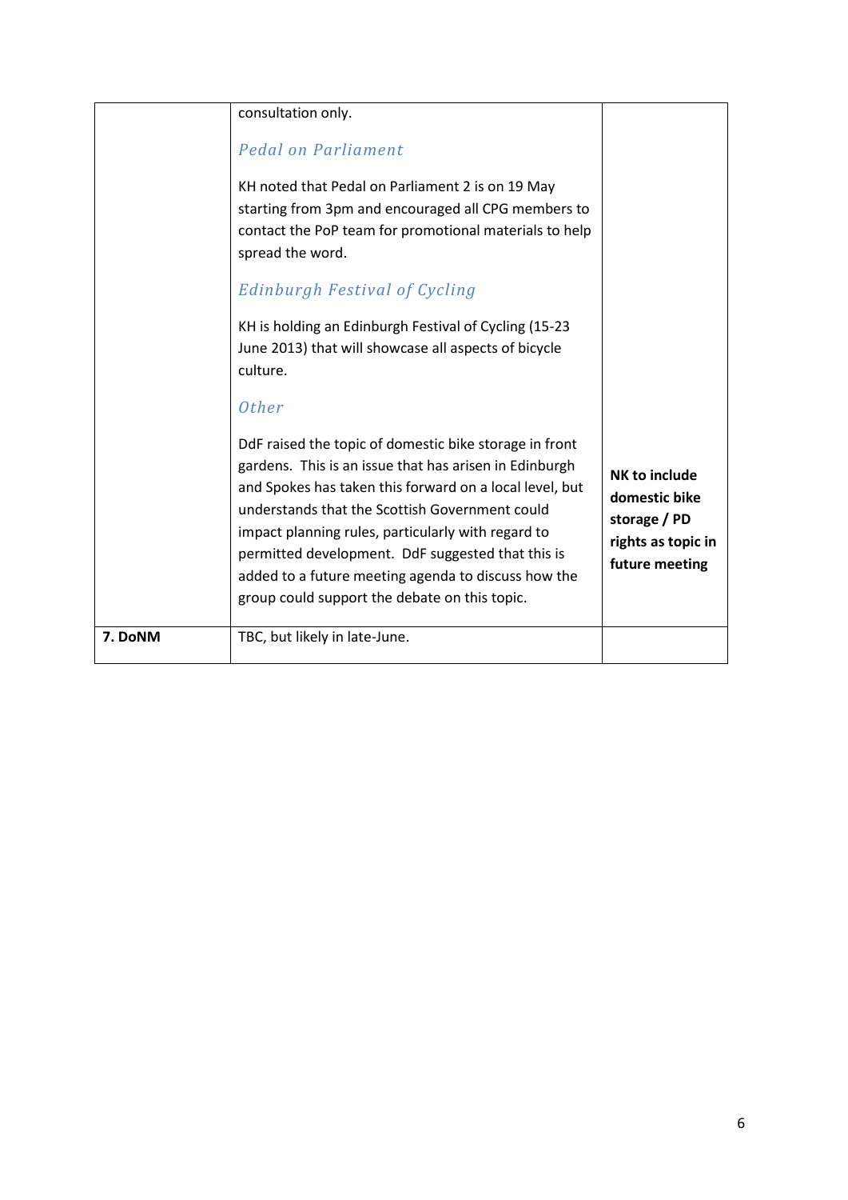| | | |
|---|---|---|
| | consultation only.<br><br>*Pedal on Parliament*<br><br>KH noted that Pedal on Parliament 2 is on 19 May starting from 3pm and encouraged all CPG members to contact the PoP team for promotional materials to help spread the word.<br><br>*Edinburgh Festival of Cycling*<br><br>KH is holding an Edinburgh Festival of Cycling (15-23 June 2013) that will showcase all aspects of bicycle culture.<br><br>*Other*<br><br>DdF raised the topic of domestic bike storage in front gardens. This is an issue that has arisen in Edinburgh and Spokes has taken this forward on a local level, but understands that the Scottish Government could impact planning rules, particularly with regard to permitted development. DdF suggested that this is added to a future meeting agenda to discuss how the group could support the debate on this topic. | **NK to include domestic bike storage / PD rights as topic in future meeting** |
| **7. DoNM** | TBC, but likely in late-June. | |